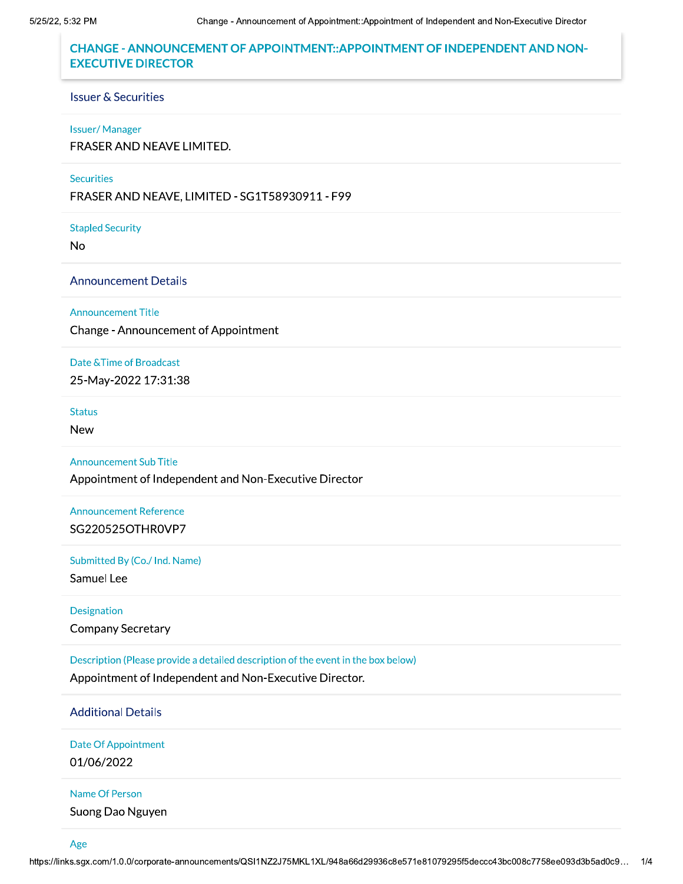## CHANGE - ANNOUNCEMENT OF APPOINTMENT::APPOINTMENT OF INDEPENDENT AND NON-EXECUTIVE DIRECTOR

### Issuer & Securities

**Issuer/ Manager**

FRASER AND NEAVE LIMITED.

**Securities**

FRASER AND NEAVE, LIMITED - SG1T58930911 - F99

**Stapled Security**

No

### Announcement Details

**Announcement Title**

Change - Announcement of Appointment

**Date &Time of Broadcast**

25-May-2022 17:31:38

**Status**

New

**Announcement Sub Title**

Appointment of Independent and Non-Executive Director

**Announcement Reference**

SG220525OTHR0VP7

**Submitted By (Co./ Ind. Name)**

Samuel Lee

**Designation**

Company Secretary

**Description (Please provide a detailed description of the event in the box below)**

Appointment of Independent and Non-Executive Director.

### Additional Details

**Date Of Appointment**

01/06/2022

**Name Of Person**

Suong Dao Nguyen

**Age**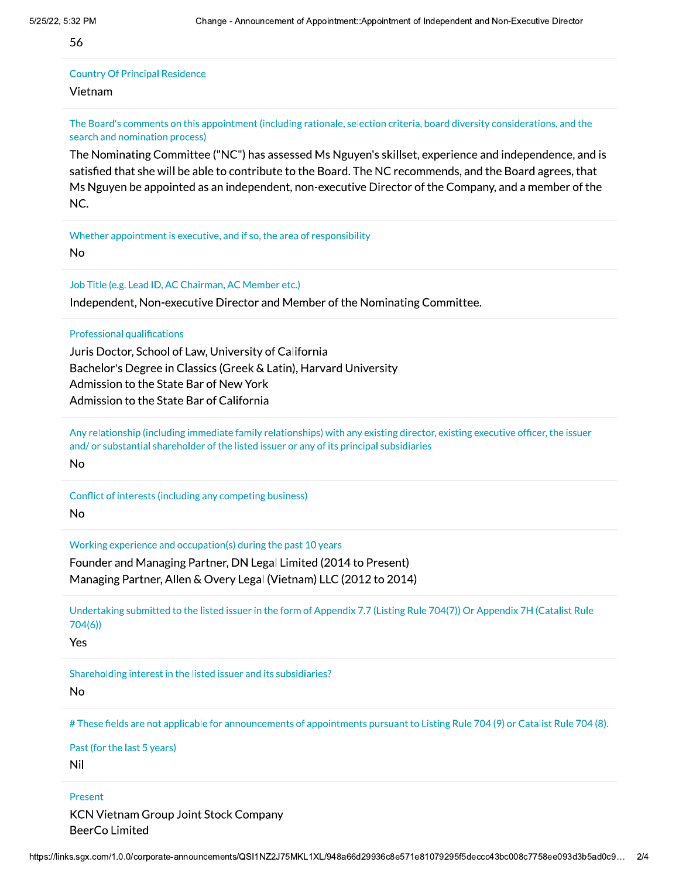56

Country Of Principal Residence

Vietnam

The Board's comments on this appointment (including rationale, selection criteria, board diversity considerations, and the search and nomination process)

The Nominating Committee ("NC") has assessed Ms Nguyen's skillset, experience and independence, and is satisfied that she will be able to contribute to the Board. The NC recommends, and the Board agrees, that Ms Nguyen be appointed as an independent, non-executive Director of the Company, and a member of the NC.

Whether appointment is executive, and if so, the area of responsibility

No

Job Title (e.g. Lead ID, AC Chairman, AC Member etc.)

Independent, Non-executive Director and Member of the Nominating Committee.

Professional qualifications

Juris Doctor, School of Law, University of California
Bachelor's Degree in Classics (Greek & Latin), Harvard University
Admission to the State Bar of New York
Admission to the State Bar of California

Any relationship (including immediate family relationships) with any existing director, existing executive officer, the issuer and/ or substantial shareholder of the listed issuer or any of its principal subsidiaries

No

Conflict of interests (including any competing business)

No

Working experience and occupation(s) during the past 10 years

Founder and Managing Partner, DN Legal Limited (2014 to Present)
Managing Partner, Allen & Overy Legal (Vietnam) LLC (2012 to 2014)

Undertaking submitted to the listed issuer in the form of Appendix 7.7 (Listing Rule 704(7)) Or Appendix 7H (Catalist Rule 704(6))

Yes

Shareholding interest in the listed issuer and its subsidiaries?

No

# These fields are not applicable for announcements of appointments pursuant to Listing Rule 704 (9) or Catalist Rule 704 (8).

Past (for the last 5 years)

Nil

Present

KCN Vietnam Group Joint Stock Company
BeerCo Limited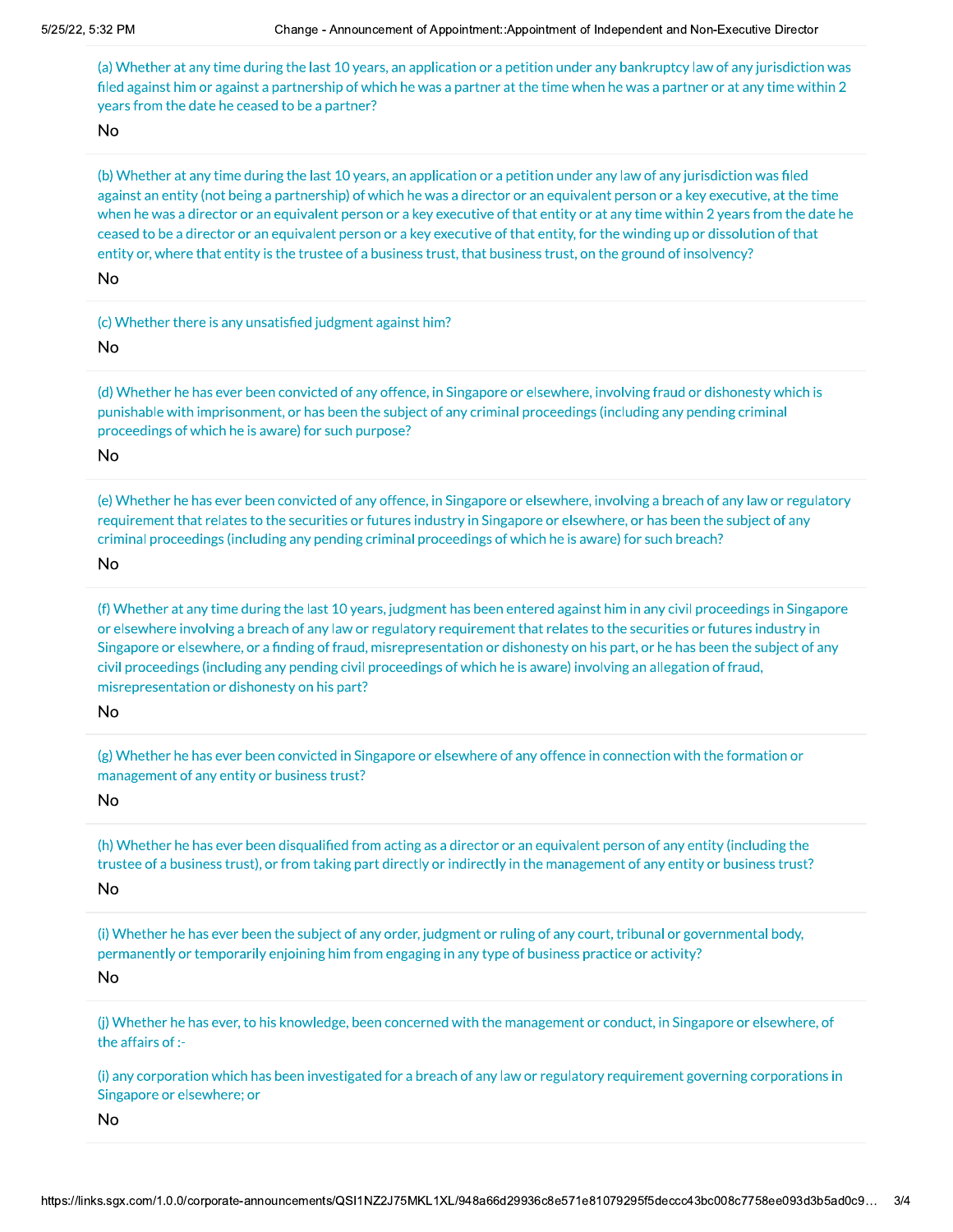(a) Whether at any time during the last 10 years, an application or a petition under any bankruptcy law of any jurisdiction was filed against him or against a partnership of which he was a partner at the time when he was a partner or at any time within 2 years from the date he ceased to be a partner?

No

(b) Whether at any time during the last 10 years, an application or a petition under any law of any jurisdiction was filed against an entity (not being a partnership) of which he was a director or an equivalent person or a key executive, at the time when he was a director or an equivalent person or a key executive of that entity or at any time within 2 years from the date he ceased to be a director or an equivalent person or a key executive of that entity, for the winding up or dissolution of that entity or, where that entity is the trustee of a business trust, that business trust, on the ground of insolvency?

No

(c) Whether there is any unsatisfied judgment against him?

No

(d) Whether he has ever been convicted of any offence, in Singapore or elsewhere, involving fraud or dishonesty which is punishable with imprisonment, or has been the subject of any criminal proceedings (including any pending criminal proceedings of which he is aware) for such purpose?

No

(e) Whether he has ever been convicted of any offence, in Singapore or elsewhere, involving a breach of any law or regulatory requirement that relates to the securities or futures industry in Singapore or elsewhere, or has been the subject of any criminal proceedings (including any pending criminal proceedings of which he is aware) for such breach?

No

(f) Whether at any time during the last 10 years, judgment has been entered against him in any civil proceedings in Singapore or elsewhere involving a breach of any law or regulatory requirement that relates to the securities or futures industry in Singapore or elsewhere, or a finding of fraud, misrepresentation or dishonesty on his part, or he has been the subject of any civil proceedings (including any pending civil proceedings of which he is aware) involving an allegation of fraud, misrepresentation or dishonesty on his part?

No

(g) Whether he has ever been convicted in Singapore or elsewhere of any offence in connection with the formation or management of any entity or business trust?

No

(h) Whether he has ever been disqualified from acting as a director or an equivalent person of any entity (including the trustee of a business trust), or from taking part directly or indirectly in the management of any entity or business trust?

No

(i) Whether he has ever been the subject of any order, judgment or ruling of any court, tribunal or governmental body, permanently or temporarily enjoining him from engaging in any type of business practice or activity?

No

(j) Whether he has ever, to his knowledge, been concerned with the management or conduct, in Singapore or elsewhere, of the affairs of :-

(i) any corporation which has been investigated for a breach of any law or regulatory requirement governing corporations in Singapore or elsewhere; or

No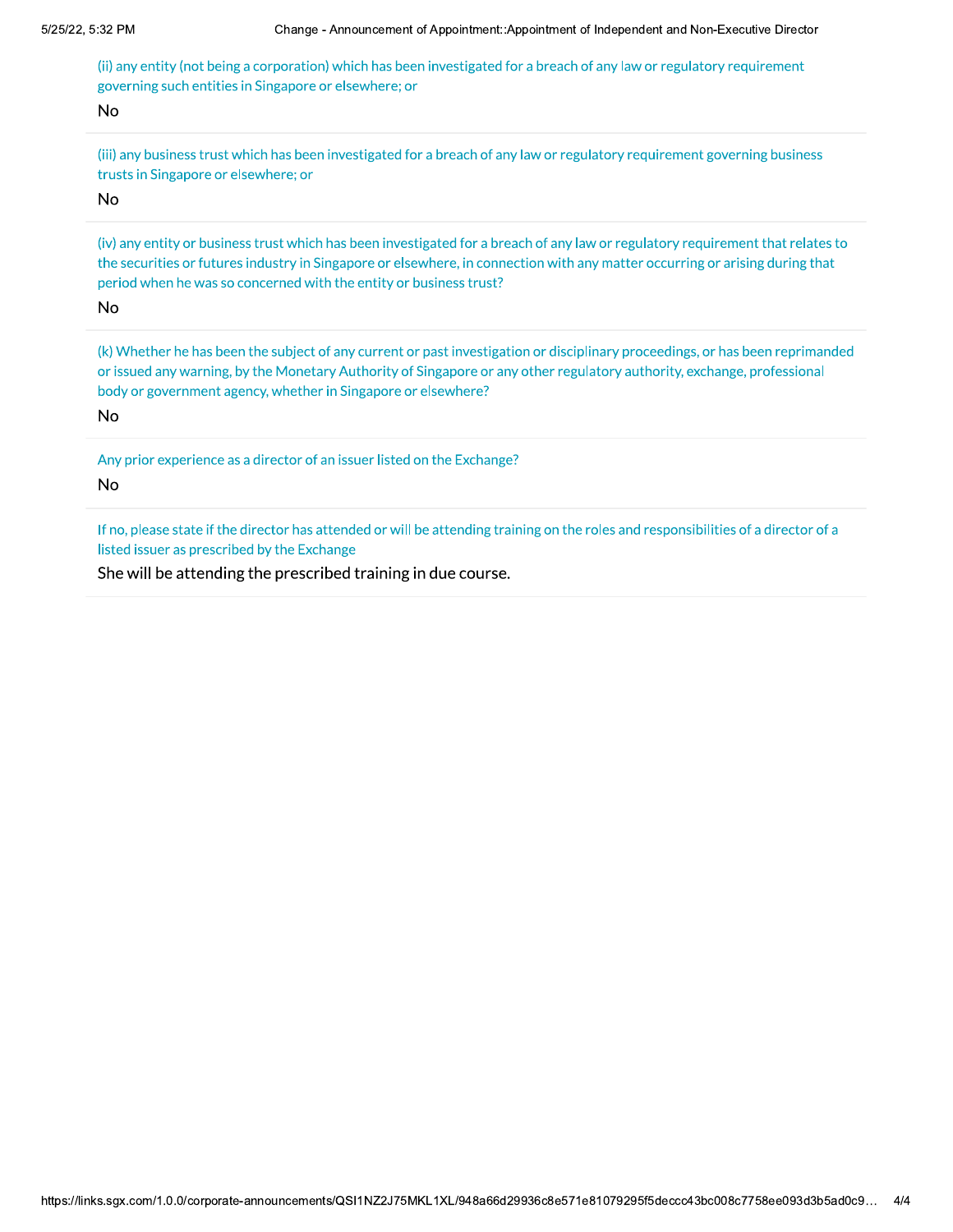(ii) any entity (not being a corporation) which has been investigated for a breach of any law or regulatory requirement governing such entities in Singapore or elsewhere; or

No

(iii) any business trust which has been investigated for a breach of any law or regulatory requirement governing business trusts in Singapore or elsewhere; or

No

(iv) any entity or business trust which has been investigated for a breach of any law or regulatory requirement that relates to the securities or futures industry in Singapore or elsewhere, in connection with any matter occurring or arising during that period when he was so concerned with the entity or business trust?

No

(k) Whether he has been the subject of any current or past investigation or disciplinary proceedings, or has been reprimanded or issued any warning, by the Monetary Authority of Singapore or any other regulatory authority, exchange, professional body or government agency, whether in Singapore or elsewhere?

No

Any prior experience as a director of an issuer listed on the Exchange?

No

If no, please state if the director has attended or will be attending training on the roles and responsibilities of a director of a listed issuer as prescribed by the Exchange

She will be attending the prescribed training in due course.